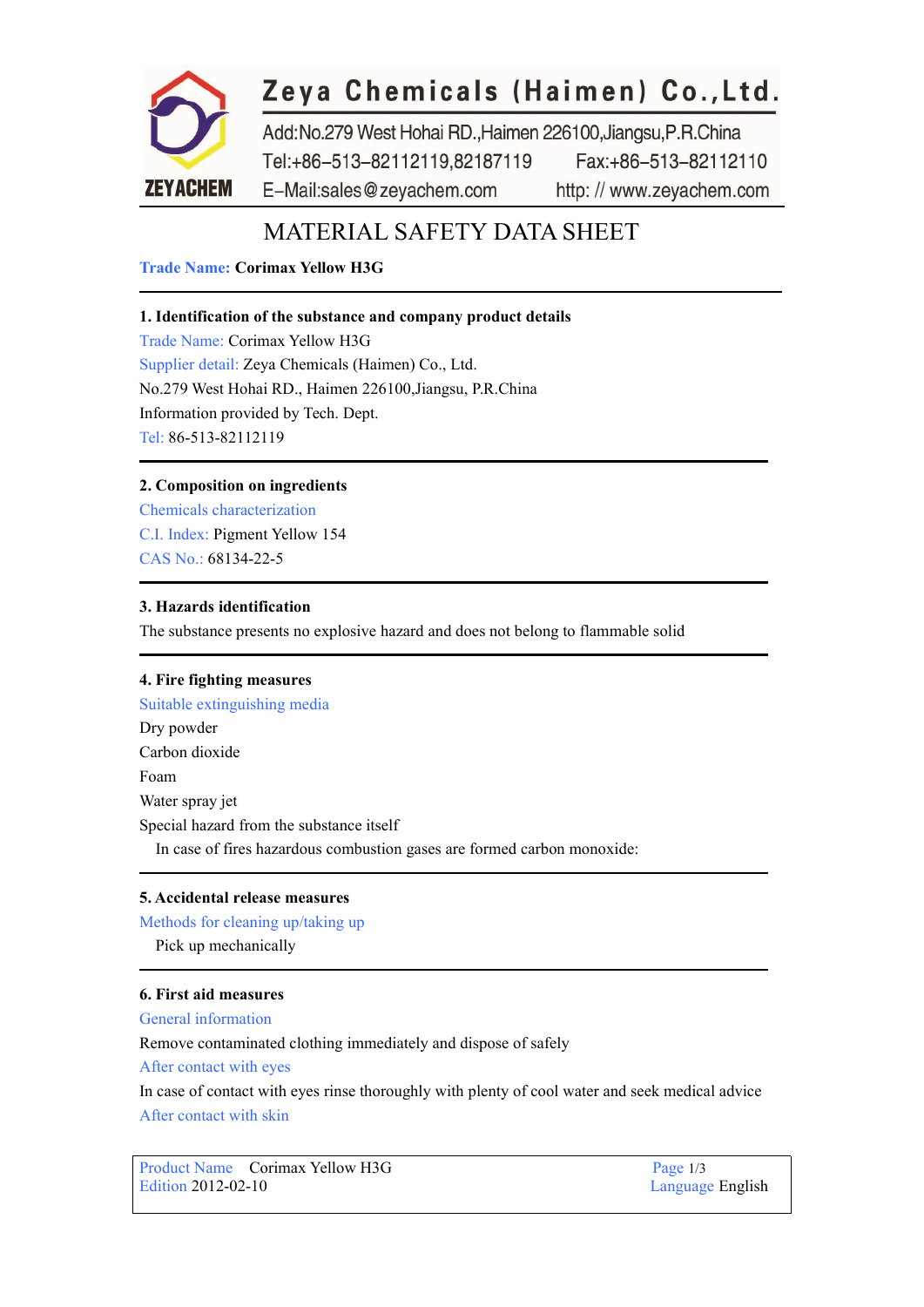**Zeya Chemicals (Haimen) Co.,Ltd.**

Add:No.279 West Hohai RD.,Haimen 226100,Jiangsu,P.R.China
Tel:+86-513-82112119,82187119 Fax:+86-513-82112110
E-Mail:sales@zeyachem.com http: // www.zeyachem.com

# MATERIAL SAFETY DATA SHEET

**Trade Name: Corimax Yellow H3G**

## 1. Identification of the substance and company product details

Trade Name: Corimax Yellow H3G
Supplier detail: Zeya Chemicals (Haimen) Co., Ltd.
No.279 West Hohai RD., Haimen 226100,Jiangsu, P.R.China
Information provided by Tech. Dept.
Tel: 86-513-82112119

## 2. Composition on ingredients

Chemicals characterization
C.I. Index: Pigment Yellow 154
CAS No.: 68134-22-5

## 3. Hazards identification

The substance presents no explosive hazard and does not belong to flammable solid

## 4. Fire fighting measures

Suitable extinguishing media
Dry powder
Carbon dioxide
Foam
Water spray jet
Special hazard from the substance itself
In case of fires hazardous combustion gases are formed carbon monoxide:

## 5. Accidental release measures

Methods for cleaning up/taking up
Pick up mechanically

## 6. First aid measures

General information
Remove contaminated clothing immediately and dispose of safely
After contact with eyes
In case of contact with eyes rinse thoroughly with plenty of cool water and seek medical advice
After contact with skin

Product Name Corimax Yellow H3G
Edition 2012-02-10
Language English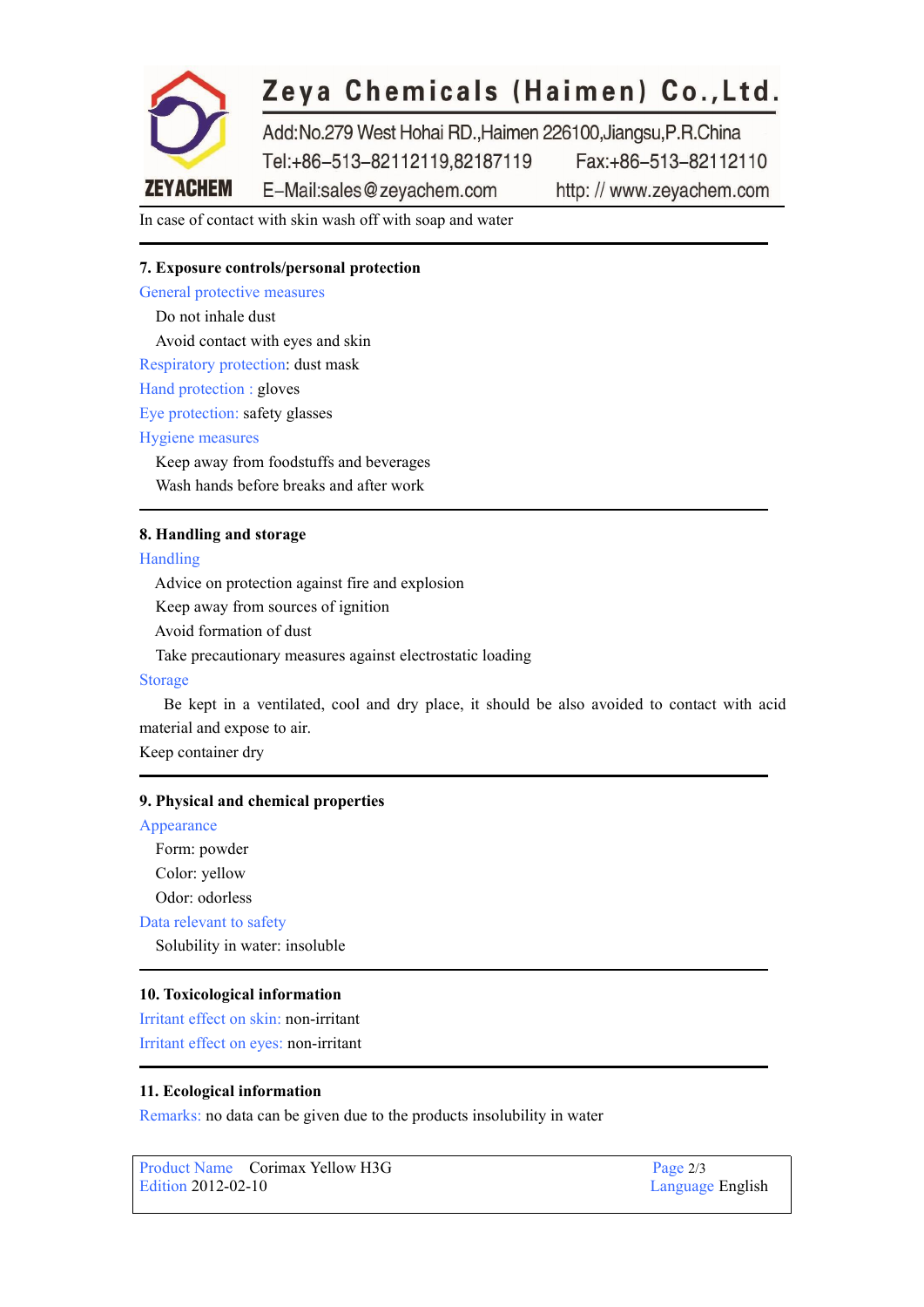In case of contact with skin wash off with soap and water

## 7. Exposure controls/personal protection

General protective measures

Do not inhale dust

Avoid contact with eyes and skin

Respiratory protection: dust mask

Hand protection : gloves

Eye protection: safety glasses

Hygiene measures

Keep away from foodstuffs and beverages

Wash hands before breaks and after work

## 8. Handling and storage

Handling

Advice on protection against fire and explosion

Keep away from sources of ignition

Avoid formation of dust

Take precautionary measures against electrostatic loading

Storage

Be kept in a ventilated, cool and dry place, it should be also avoided to contact with acid material and expose to air.

Keep container dry

## 9. Physical and chemical properties

Appearance

Form: powder

Color: yellow

Odor: odorless

Data relevant to safety

Solubility in water: insoluble

## 10. Toxicological information

Irritant effect on skin: non-irritant

Irritant effect on eyes: non-irritant

## 11. Ecological information

Remarks: no data can be given due to the products insolubility in water

Product Name Corimax Yellow H3G
Edition 2012-02-10
Language English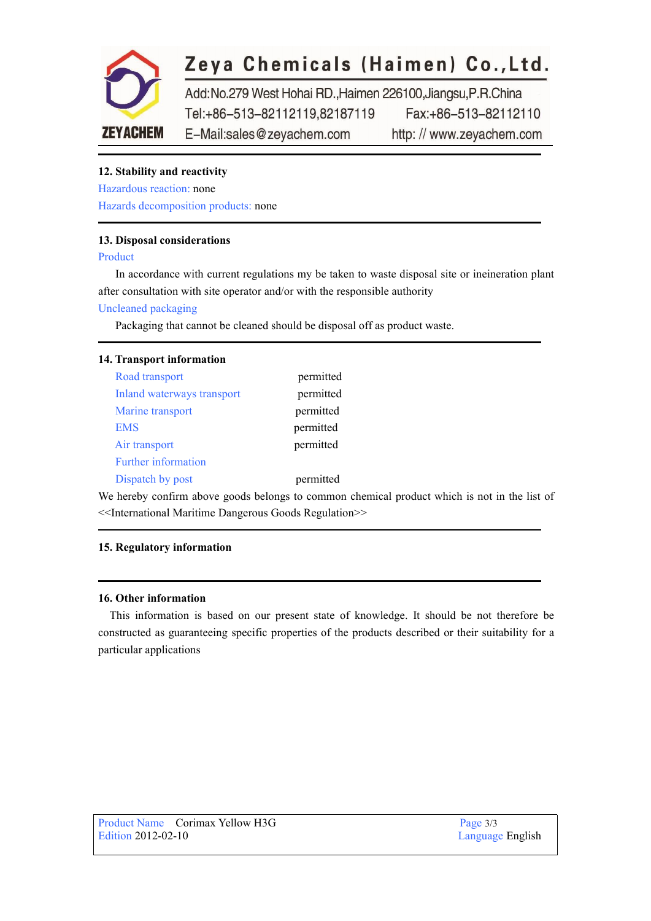## 12. Stability and reactivity

Hazardous reaction: none

Hazards decomposition products: none

## 13. Disposal considerations

Product

In accordance with current regulations my be taken to waste disposal site or ineineration plant after consultation with site operator and/or with the responsible authority

Uncleaned packaging

Packaging that cannot be cleaned should be disposal off as product waste.

## 14. Transport information

| | |
|---|---|
| Road transport | permitted |
| Inland waterways transport | permitted |
| Marine transport | permitted |
| EMS | permitted |
| Air transport | permitted |
| Further information | |
| Dispatch by post | permitted |

We hereby confirm above goods belongs to common chemical product which is not in the list of <<International Maritime Dangerous Goods Regulation>>

## 15. Regulatory information

## 16. Other information

This information is based on our present state of knowledge. It should be not therefore be constructed as guaranteeing specific properties of the products described or their suitability for a particular applications